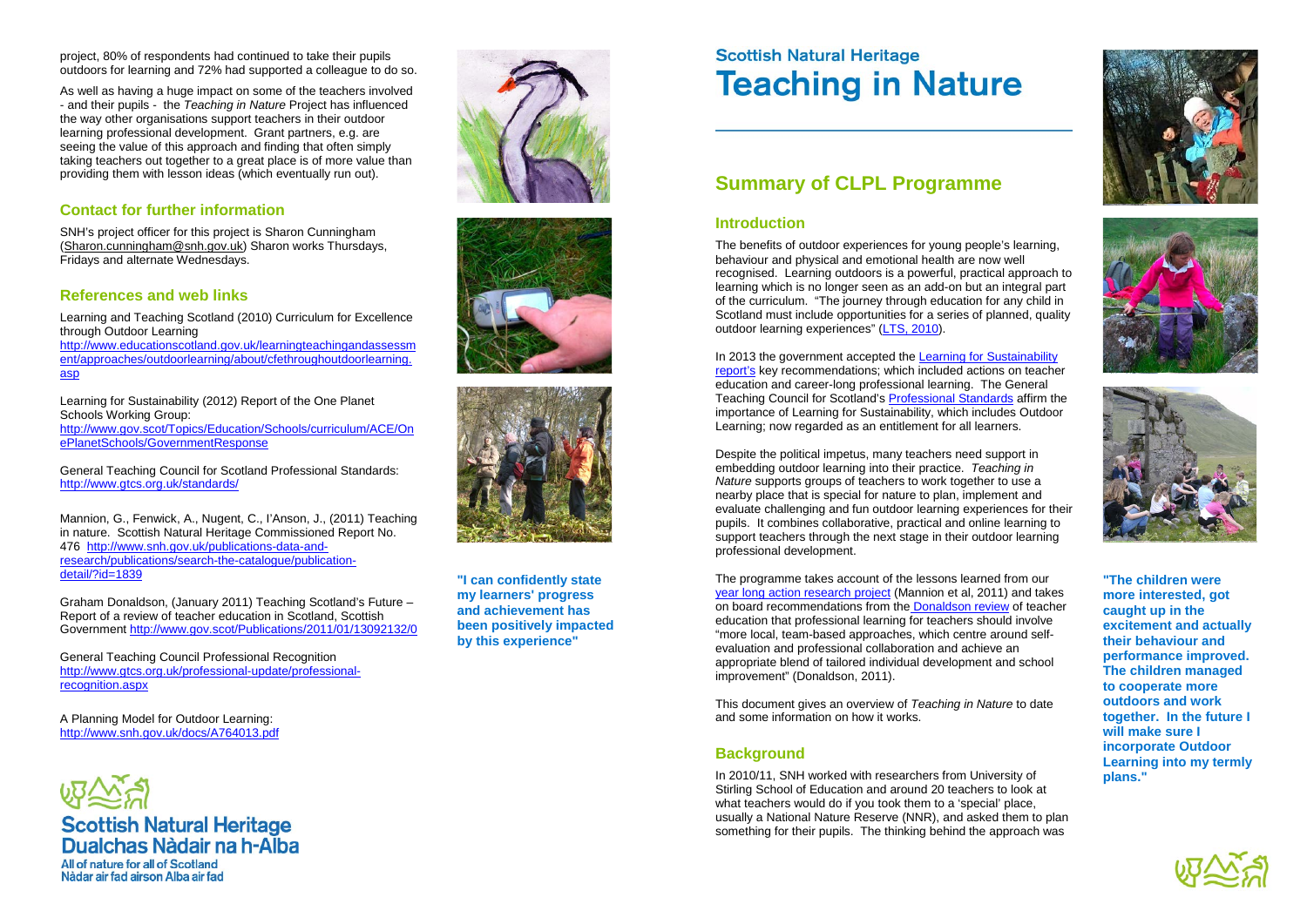project, 80% of respondents had continued to take their pupils outdoors for learning and 72% had supported a colleague to do so.

As well as having a huge impact on some of the teachers involved - and their pupils - the *Teaching in Nature* Project has influenced the way other organisations support teachers in their outdoor learning professional development. Grant partners, e.g. are seeing the value of this approach and finding that often simply taking teachers out together to a great place is of more value than providing them with lesson ideas (which eventually run out).

## Contact for further information

SNH's project officer for this project is Sharon Cunningham (Sharon.cunningham@snh.gov.uk) Sharon works Thursdays, Fridays and alternate Wednesdays.

## References and web links

Learning and Teaching Scotland (2010) Curriculum for Excellence through Outdoor Learning
http://www.educationscotland.gov.uk/learningteachingandassessment/approaches/outdoorlearning/about/cfethroughoutdoorlearning.asp

Learning for Sustainability (2012) Report of the One Planet Schools Working Group:
http://www.gov.scot/Topics/Education/Schools/curriculum/ACE/OnePlanetSchools/GovernmentResponse

General Teaching Council for Scotland Professional Standards:
http://www.gtcs.org.uk/standards/

Mannion, G., Fenwick, A., Nugent, C., I'Anson, J., (2011) Teaching in nature. Scottish Natural Heritage Commissioned Report No. 476 http://www.snh.gov.uk/publications-data-and-research/publications/search-the-catalogue/publication-detail/?id=1839

Graham Donaldson, (January 2011) Teaching Scotland's Future – Report of a review of teacher education in Scotland, Scottish Government http://www.gov.scot/Publications/2011/01/13092132/0

General Teaching Council Professional Recognition
http://www.gtcs.org.uk/professional-update/professional-recognition.aspx

A Planning Model for Outdoor Learning:
http://www.snh.gov.uk/docs/A764013.pdf

**Scottish Natural Heritage**
**Dualchas Nàdair na h-Alba**
All of nature for all of Scotland
Nàdar air fad airson Alba air fad

**"I can confidently state my learners' progress and achievement has been positively impacted by this experience"**

# Scottish Natural Heritage Teaching in Nature

## Summary of CLPL Programme

### Introduction

The benefits of outdoor experiences for young people's learning, behaviour and physical and emotional health are now well recognised. Learning outdoors is a powerful, practical approach to learning which is no longer seen as an add-on but an integral part of the curriculum. "The journey through education for any child in Scotland must include opportunities for a series of planned, quality outdoor learning experiences" (LTS, 2010).

In 2013 the government accepted the Learning for Sustainability report's key recommendations; which included actions on teacher education and career-long professional learning. The General Teaching Council for Scotland's Professional Standards affirm the importance of Learning for Sustainability, which includes Outdoor Learning; now regarded as an entitlement for all learners.

Despite the political impetus, many teachers need support in embedding outdoor learning into their practice. *Teaching in Nature* supports groups of teachers to work together to use a nearby place that is special for nature to plan, implement and evaluate challenging and fun outdoor learning experiences for their pupils. It combines collaborative, practical and online learning to support teachers through the next stage in their outdoor learning professional development.

The programme takes account of the lessons learned from our year long action research project (Mannion et al, 2011) and takes on board recommendations from the Donaldson review of teacher education that professional learning for teachers should involve "more local, team-based approaches, which centre around self-evaluation and professional collaboration and achieve an appropriate blend of tailored individual development and school improvement" (Donaldson, 2011).

This document gives an overview of *Teaching in Nature* to date and some information on how it works.

### Background

In 2010/11, SNH worked with researchers from University of Stirling School of Education and around 20 teachers to look at what teachers would do if you took them to a 'special' place, usually a National Nature Reserve (NNR), and asked them to plan something for their pupils. The thinking behind the approach was

**"The children were more interested, got caught up in the excitement and actually their behaviour and performance improved. The children managed to cooperate more outdoors and work together. In the future I will make sure I incorporate Outdoor Learning into my termly plans."**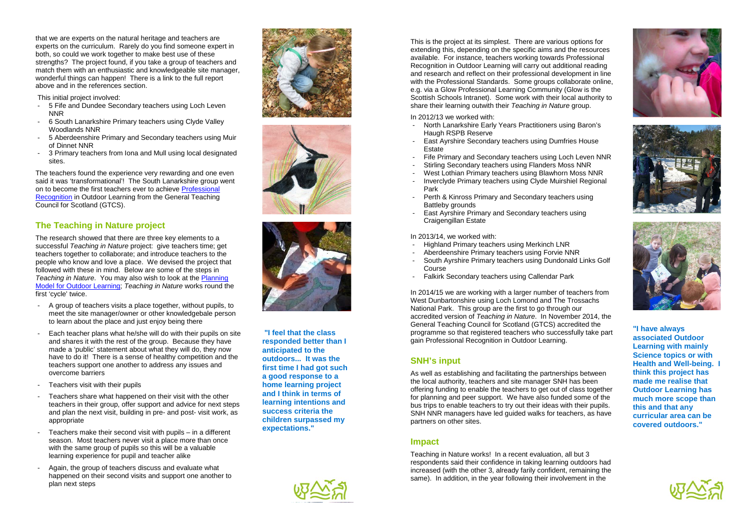that we are experts on the natural heritage and teachers are experts on the curriculum. Rarely do you find someone expert in both, so could we work together to make best use of these strengths? The project found, if you take a group of teachers and match them with an enthusiastic and knowledgeable site manager, wonderful things can happen! There is a link to the full report above and in the references section.

This initial project involved:

- 5 Fife and Dundee Secondary teachers using Loch Leven NNR
- 6 South Lanarkshire Primary teachers using Clyde Valley Woodlands NNR
- 5 Aberdeenshire Primary and Secondary teachers using Muir of Dinnet NNR
- 3 Primary teachers from Iona and Mull using local designated sites.

The teachers found the experience very rewarding and one even said it was 'transformational'! The South Lanarkshire group went on to become the first teachers ever to achieve Professional Recognition in Outdoor Learning from the General Teaching Council for Scotland (GTCS).

## The Teaching in Nature project

The research showed that there are three key elements to a successful *Teaching in Nature* project: give teachers time; get teachers together to collaborate; and introduce teachers to the people who know and love a place. We devised the project that followed with these in mind. Below are some of the steps in *Teaching in Nature*. You may also wish to look at the Planning Model for Outdoor Learning; *Teaching in Nature* works round the first 'cycle' twice.

- A group of teachers visits a place together, without pupils, to meet the site manager/owner or other knowledgebale person to learn about the place and just enjoy being there
- Each teacher plans what he/she will do with their pupils on site and shares it with the rest of the group. Because they have made a 'public' statement about what they will do, they now have to do it! There is a sense of healthy competition and the teachers support one another to address any issues and overcome barriers
- Teachers visit with their pupils
- Teachers share what happened on their visit with the other teachers in their group, offer support and advice for next steps and plan the next visit, building in pre- and post- visit work, as appropriate
- Teachers make their second visit with pupils – in a different season. Most teachers never visit a place more than once with the same group of pupils so this will be a valuable learning experience for pupil and teacher alike
- Again, the group of teachers discuss and evaluate what happened on their second visits and support one another to plan next steps

**"I feel that the class responded better than I anticipated to the outdoors... It was the first time I had got such a good response to a home learning project and I think in terms of learning intentions and success criteria the children surpassed my expectations."**

This is the project at its simplest. There are various options for extending this, depending on the specific aims and the resources available. For instance, teachers working towards Professional Recognition in Outdoor Learning will carry out additional reading and research and reflect on their professional development in line with the Professional Standards. Some groups collaborate online, e.g. via a Glow Professional Learning Community (Glow is the Scottish Schools Intranet). Some work with their local authority to share their learning outwith their *Teaching in Nature* group.

In 2012/13 we worked with:

- North Lanarkshire Early Years Practitioners using Baron's Haugh RSPB Reserve
- East Ayrshire Secondary teachers using Dumfries House Estate
- Fife Primary and Secondary teachers using Loch Leven NNR
- Stirling Secondary teachers using Flanders Moss NNR
- West Lothian Primary teachers using Blawhorn Moss NNR
- Inverclyde Primary teachers using Clyde Muirshiel Regional Park
- Perth & Kinross Primary and Secondary teachers using Battleby grounds
- East Ayrshire Primary and Secondary teachers using Craigengillan Estate

In 2013/14, we worked with:

- Highland Primary teachers using Merkinch LNR
- Aberdeenshire Primary teachers using Forvie NNR
- South Ayrshire Primary teachers using Dundonald Links Golf Course
- Falkirk Secondary teachers using Callendar Park

In 2014/15 we are working with a larger number of teachers from West Dunbartonshire using Loch Lomond and The Trossachs National Park. This group are the first to go through our accredited version of *Teaching in Nature*. In November 2014, the General Teaching Council for Scotland (GTCS) accredited the programme so that registered teachers who successfully take part gain Professional Recognition in Outdoor Learning.

## SNH's input

As well as establishing and facilitating the partnerships between the local authority, teachers and site manager SNH has been offering funding to enable the teachers to get out of class together for planning and peer support. We have also funded some of the bus trips to enable teachers to try out their ideas with their pupils. SNH NNR managers have led guided walks for teachers, as have partners on other sites.

## Impact

Teaching in Nature works! In a recent evaluation, all but 3 respondents said their confidence in taking learning outdoors had increased (with the other 3, already farily confident, remaining the same). In addition, in the year following their involvement in the

**"I have always associated Outdoor Learning with mainly Science topics or with Health and Well-being. I think this project has made me realise that Outdoor Learning has much more scope than this and that any curricular area can be covered outdoors."**